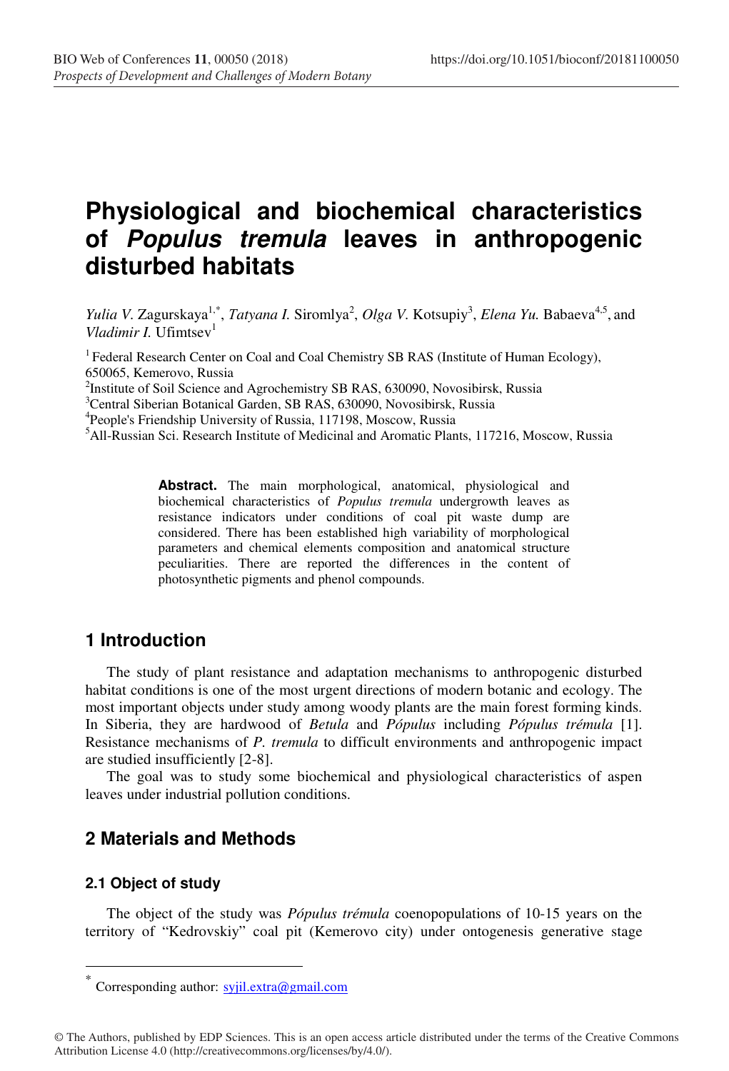# Physiological and biochemical characteristics of *Populus tremula* leaves in anthropogenic disturbed habitats

*Yulia V.* Zagurskaya[1,*], *Tatyana I.* Siromlya[2], *Olga V.* Kotsupiy[3], *Elena Yu.* Babaeva[4,5], and *Vladimir I.* Ufimtsev[1]

[1] Federal Research Center on Coal and Coal Chemistry SB RAS (Institute of Human Ecology), 650065, Kemerovo, Russia

[2] Institute of Soil Science and Agrochemistry SB RAS, 630090, Novosibirsk, Russia

[3] Central Siberian Botanical Garden, SB RAS, 630090, Novosibirsk, Russia

[4] People's Friendship University of Russia, 117198, Moscow, Russia

[5] All-Russian Sci. Research Institute of Medicinal and Aromatic Plants, 117216, Moscow, Russia

**Abstract.** The main morphological, anatomical, physiological and biochemical characteristics of *Populus tremula* undergrowth leaves as resistance indicators under conditions of coal pit waste dump are considered. There has been established high variability of morphological parameters and chemical elements composition and anatomical structure peculiarities. There are reported the differences in the content of photosynthetic pigments and phenol compounds.

## 1 Introduction

The study of plant resistance and adaptation mechanisms to anthropogenic disturbed habitat conditions is one of the most urgent directions of modern botanic and ecology. The most important objects under study among woody plants are the main forest forming kinds. In Siberia, they are hardwood of *Betula* and *Pópulus* including *Pópulus trémula* [1]. Resistance mechanisms of *P. tremula* to difficult environments and anthropogenic impact are studied insufficiently [2-8].

The goal was to study some biochemical and physiological characteristics of aspen leaves under industrial pollution conditions.

## 2 Materials and Methods

### 2.1 Object of study

The object of the study was *Pópulus trémula* coenopopulations of 10-15 years on the territory of "Kedrovskiy" coal pit (Kemerovo city) under ontogenesis generative stage

* Corresponding author: syjil.extra@gmail.com

© The Authors, published by EDP Sciences. This is an open access article distributed under the terms of the Creative Commons Attribution License 4.0 (http://creativecommons.org/licenses/by/4.0/).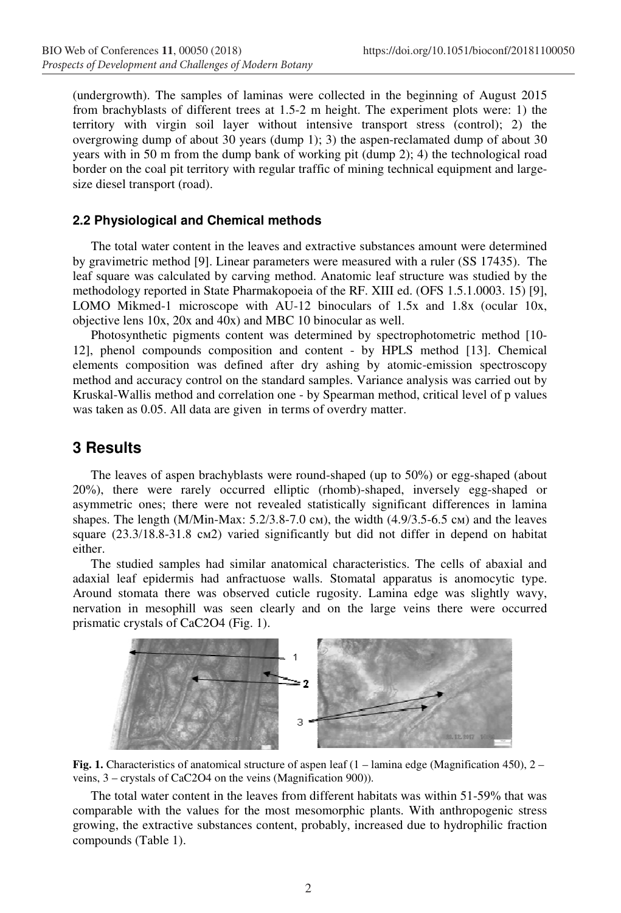(undergrowth). The samples of laminas were collected in the beginning of August 2015 from brachyblasts of different trees at 1.5-2 m height. The experiment plots were: 1) the territory with virgin soil layer without intensive transport stress (control); 2) the overgrowing dump of about 30 years (dump 1); 3) the aspen-reclamated dump of about 30 years with in 50 m from the dump bank of working pit (dump 2); 4) the technological road border on the coal pit territory with regular traffic of mining technical equipment and large-size diesel transport (road).

### 2.2 Physiological and Chemical methods

The total water content in the leaves and extractive substances amount were determined by gravimetric method [9]. Linear parameters were measured with a ruler (SS 17435). The leaf square was calculated by carving method. Anatomic leaf structure was studied by the methodology reported in State Pharmakopoeia of the RF. XIII ed. (OFS 1.5.1.0003. 15) [9], LOMO Mikmed-1 microscope with AU-12 binoculars of 1.5x and 1.8x (ocular 10x, objective lens 10x, 20x and 40x) and MBC 10 binocular as well.

Photosynthetic pigments content was determined by spectrophotometric method [10-12], phenol compounds composition and content - by HPLS method [13]. Chemical elements composition was defined after dry ashing by atomic-emission spectroscopy method and accuracy control on the standard samples. Variance analysis was carried out by Kruskal-Wallis method and correlation one - by Spearman method, critical level of p values was taken as 0.05. All data are given in terms of overdry matter.

## 3 Results

The leaves of aspen brachyblasts were round-shaped (up to 50%) or egg-shaped (about 20%), there were rarely occurred elliptic (rhomb)-shaped, inversely egg-shaped or asymmetric ones; there were not revealed statistically significant differences in lamina shapes. The length (M/Min-Max: 5.2/3.8-7.0 см), the width (4.9/3.5-6.5 см) and the leaves square (23.3/18.8-31.8 см2) varied significantly but did not differ in depend on habitat either.

The studied samples had similar anatomical characteristics. The cells of abaxial and adaxial leaf epidermis had anfractuose walls. Stomatal apparatus is anomocytic type. Around stomata there was observed cuticle rugosity. Lamina edge was slightly wavy, nervation in mesophill was seen clearly and on the large veins there were occurred prismatic crystals of $CaC_2O_4$ (Fig. 1).

**Fig. 1.** Characteristics of anatomical structure of aspen leaf (1 – lamina edge (Magnification 450), 2 – veins, 3 – crystals of $CaC_2O_4$ on the veins (Magnification 900)).

The total water content in the leaves from different habitats was within 51-59% that was comparable with the values for the most mesomorphic plants. With anthropogenic stress growing, the extractive substances content, probably, increased due to hydrophilic fraction compounds (Table 1).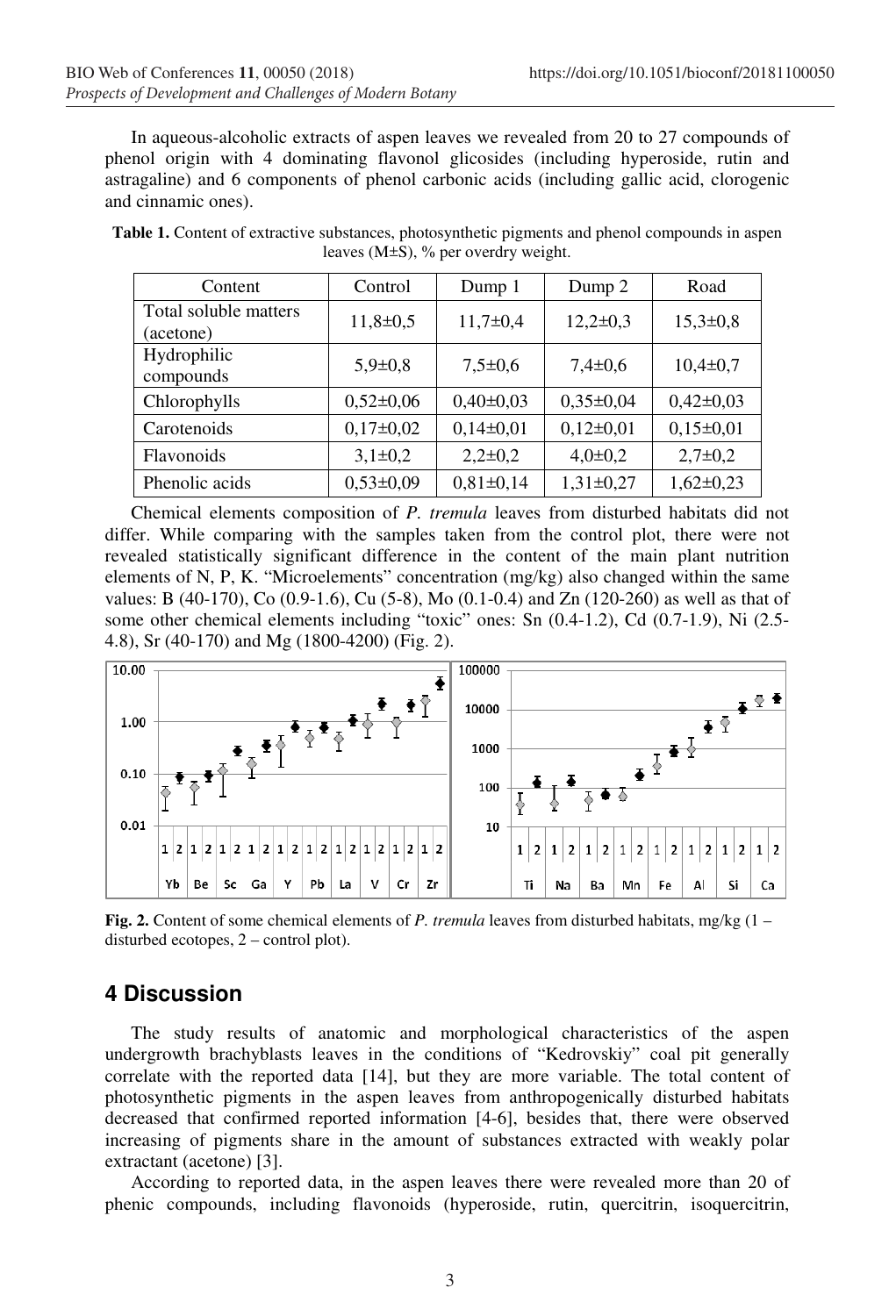In aqueous-alcoholic extracts of aspen leaves we revealed from 20 to 27 compounds of phenol origin with 4 dominating flavonol glicosides (including hyperoside, rutin and astragaline) and 6 components of phenol carbonic acids (including gallic acid, clorogenic and cinnamic ones).

**Table 1.** Content of extractive substances, photosynthetic pigments and phenol compounds in aspen leaves (M±S), % per overdry weight.

| Content | Control | Dump 1 | Dump 2 | Road |
|---|---|---|---|---|
| Total soluble matters (acetone) | 11,8±0,5 | 11,7±0,4 | 12,2±0,3 | 15,3±0,8 |
| Hydrophilic compounds | 5,9±0,8 | 7,5±0,6 | 7,4±0,6 | 10,4±0,7 |
| Chlorophylls | 0,52±0,06 | 0,40±0,03 | 0,35±0,04 | 0,42±0,03 |
| Carotenoids | 0,17±0,02 | 0,14±0,01 | 0,12±0,01 | 0,15±0,01 |
| Flavonoids | 3,1±0,2 | 2,2±0,2 | 4,0±0,2 | 2,7±0,2 |
| Phenolic acids | 0,53±0,09 | 0,81±0,14 | 1,31±0,27 | 1,62±0,23 |

Chemical elements composition of *P. tremula* leaves from disturbed habitats did not differ. While comparing with the samples taken from the control plot, there were not revealed statistically significant difference in the content of the main plant nutrition elements of N, P, K. "Microelements" concentration (mg/kg) also changed within the same values: B (40-170), Co (0.9-1.6), Cu (5-8), Mo (0.1-0.4) and Zn (120-260) as well as that of some other chemical elements including "toxic" ones: Sn (0.4-1.2), Cd (0.7-1.9), Ni (2.5-4.8), Sr (40-170) and Mg (1800-4200) (Fig. 2).

**Fig. 2.** Content of some chemical elements of *P. tremula* leaves from disturbed habitats, mg/kg (1 – disturbed ecotopes, 2 – control plot).

## 4 Discussion

The study results of anatomic and morphological characteristics of the aspen undergrowth brachyblasts leaves in the conditions of "Kedrovskiy" coal pit generally correlate with the reported data [14], but they are more variable. The total content of photosynthetic pigments in the aspen leaves from anthropogenically disturbed habitats decreased that confirmed reported information [4-6], besides that, there were observed increasing of pigments share in the amount of substances extracted with weakly polar extractant (acetone) [3].

According to reported data, in the aspen leaves there were revealed more than 20 of phenic compounds, including flavonoids (hyperoside, rutin, quercitrin, isoquercitrin,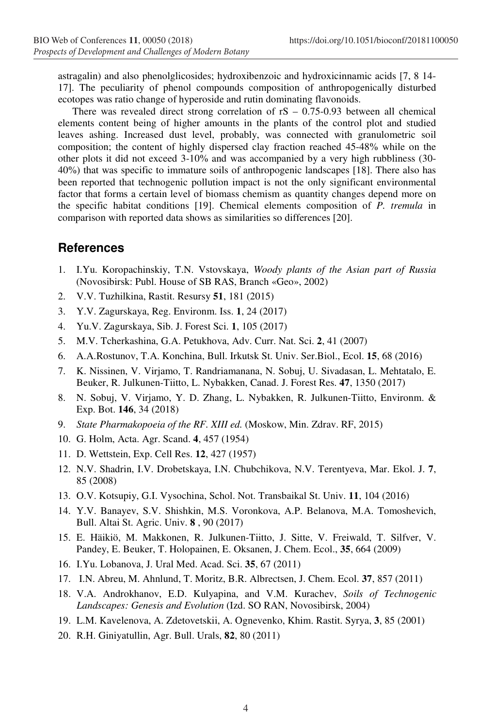astragalin) and also phenolglicosides; hydroxibenzoic and hydroxicinnamic acids [7, 8 14-17]. The peculiarity of phenol compounds composition of anthropogenically disturbed ecotopes was ratio change of hyperoside and rutin dominating flavonoids.

There was revealed direct strong correlation of rS – 0.75-0.93 between all chemical elements content being of higher amounts in the plants of the control plot and studied leaves ashing. Increased dust level, probably, was connected with granulometric soil composition; the content of highly dispersed clay fraction reached 45-48% while on the other plots it did not exceed 3-10% and was accompanied by a very high rubbliness (30-40%) that was specific to immature soils of anthropogenic landscapes [18]. There also has been reported that technogenic pollution impact is not the only significant environmental factor that forms a certain level of biomass chemism as quantity changes depend more on the specific habitat conditions [19]. Chemical elements composition of *P. tremula* in comparison with reported data shows as similarities so differences [20].

## References

1. I.Yu. Koropachinskiy, T.N. Vstovskaya, *Woody plants of the Asian part of Russia* (Novosibirsk: Publ. House of SB RAS, Branch «Geo», 2002)
2. V.V. Tuzhilkina, Rastit. Resursy **51**, 181 (2015)
3. Y.V. Zagurskaya, Reg. Environm. Iss. **1**, 24 (2017)
4. Yu.V. Zagurskaya, Sib. J. Forest Sci. **1**, 105 (2017)
5. M.V. Tcherkashina, G.A. Petukhova, Adv. Curr. Nat. Sci. **2**, 41 (2007)
6. A.A.Rostunov, T.A. Konchina, Bull. Irkutsk St. Univ. Ser.Biol., Ecol. **15**, 68 (2016)
7. K. Nissinen, V. Virjamo, T. Randriamanana, N. Sobuj, U. Sivadasan, L. Mehtatalo, E. Beuker, R. Julkunen-Tiitto, L. Nybakken, Canad. J. Forest Res. **47**, 1350 (2017)
8. N. Sobuj, V. Virjamo, Y. D. Zhang, L. Nybakken, R. Julkunen-Tiitto, Environm. & Exp. Bot. **146**, 34 (2018)
9. *State Pharmakopoeia of the RF. XIII ed.* (Moskow, Min. Zdrav. RF, 2015)
10. G. Holm, Acta. Agr. Scand. **4**, 457 (1954)
11. D. Wettstein, Exp. Cell Res. **12**, 427 (1957)
12. N.V. Shadrin, I.V. Drobetskaya, I.N. Chubchikova, N.V. Terentyeva, Mar. Ekol. J. **7**, 85 (2008)
13. O.V. Kotsupiy, G.I. Vysochina, Schol. Not. Transbaikal St. Univ. **11**, 104 (2016)
14. Y.V. Banayev, S.V. Shishkin, M.S. Voronkova, A.P. Belanova, M.A. Tomoshevich, Bull. Altai St. Agric. Univ. **8** , 90 (2017)
15. E. Häikiö, M. Makkonen, R. Julkunen-Tiitto, J. Sitte, V. Freiwald, T. Silfver, V. Pandey, E. Beuker, T. Holopainen, E. Oksanen, J. Chem. Ecol., **35**, 664 (2009)
16. I.Yu. Lobanova, J. Ural Med. Acad. Sci. **35**, 67 (2011)
17. I.N. Abreu, M. Ahnlund, T. Moritz, B.R. Albrectsen, J. Chem. Ecol. **37**, 857 (2011)
18. V.A. Androkhanov, E.D. Kulyapina, and V.M. Kurachev, *Soils of Technogenic Landscapes: Genesis and Evolution* (Izd. SO RAN, Novosibirsk, 2004)
19. L.M. Kavelenova, A. Zdetovetskii, A. Ognevenko, Khim. Rastit. Syrya, **3**, 85 (2001)
20. R.H. Giniyatullin, Agr. Bull. Urals, **82**, 80 (2011)